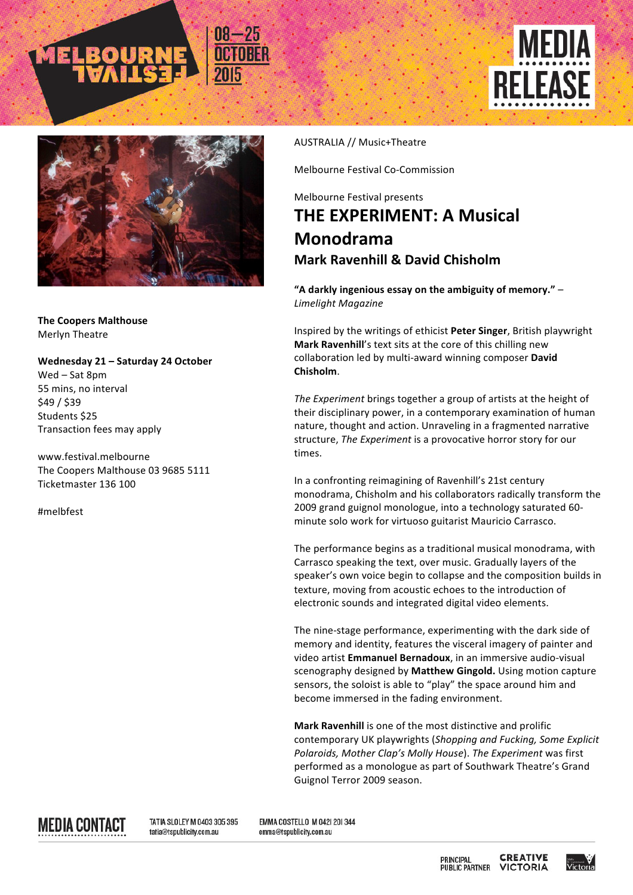MELBOURNE FESTIVAL 08–25 OCTOBER 2015

MEDIA RELEASE

AUSTRALIA // Music+Theatre

Melbourne Festival Co-Commission

Melbourne Festival presents

# THE EXPERIMENT: A Musical Monodrama

## Mark Ravenhill & David Chisholm

**"A darkly ingenious essay on the ambiguity of memory."** – *Limelight Magazine*

**The Coopers Malthouse**
Merlyn Theatre

**Wednesday 21 – Saturday 24 October**
Wed – Sat 8pm
55 mins, no interval
$49 / $39
Students $25
Transaction fees may apply

www.festival.melbourne
The Coopers Malthouse 03 9685 5111
Ticketmaster 136 100

#melbfest

Inspired by the writings of ethicist **Peter Singer**, British playwright **Mark Ravenhill**'s text sits at the core of this chilling new collaboration led by multi-award winning composer **David Chisholm**.

*The Experiment* brings together a group of artists at the height of their disciplinary power, in a contemporary examination of human nature, thought and action. Unraveling in a fragmented narrative structure, *The Experiment* is a provocative horror story for our times.

In a confronting reimagining of Ravenhill's 21st century monodrama, Chisholm and his collaborators radically transform the 2009 grand guignol monologue, into a technology saturated 60-minute solo work for virtuoso guitarist Mauricio Carrasco.

The performance begins as a traditional musical monodrama, with Carrasco speaking the text, over music. Gradually layers of the speaker's own voice begin to collapse and the composition builds in texture, moving from acoustic echoes to the introduction of electronic sounds and integrated digital video elements.

The nine-stage performance, experimenting with the dark side of memory and identity, features the visceral imagery of painter and video artist **Emmanuel Bernadoux**, in an immersive audio-visual scenography designed by **Matthew Gingold.** Using motion capture sensors, the soloist is able to "play" the space around him and become immersed in the fading environment.

**Mark Ravenhill** is one of the most distinctive and prolific contemporary UK playwrights (*Shopping and Fucking, Some Explicit Polaroids, Mother Clap's Molly House*). *The Experiment* was first performed as a monologue as part of Southwark Theatre's Grand Guignol Terror 2009 season.

MEDIA CONTACT
TATIA SLOLEY M 0403 305 395 tatia@tspublicity.com.au
EMMA COSTELLO M 0421 201 344 emma@tspublicity.com.au

PRINCIPAL PUBLIC PARTNER CREATIVE VICTORIA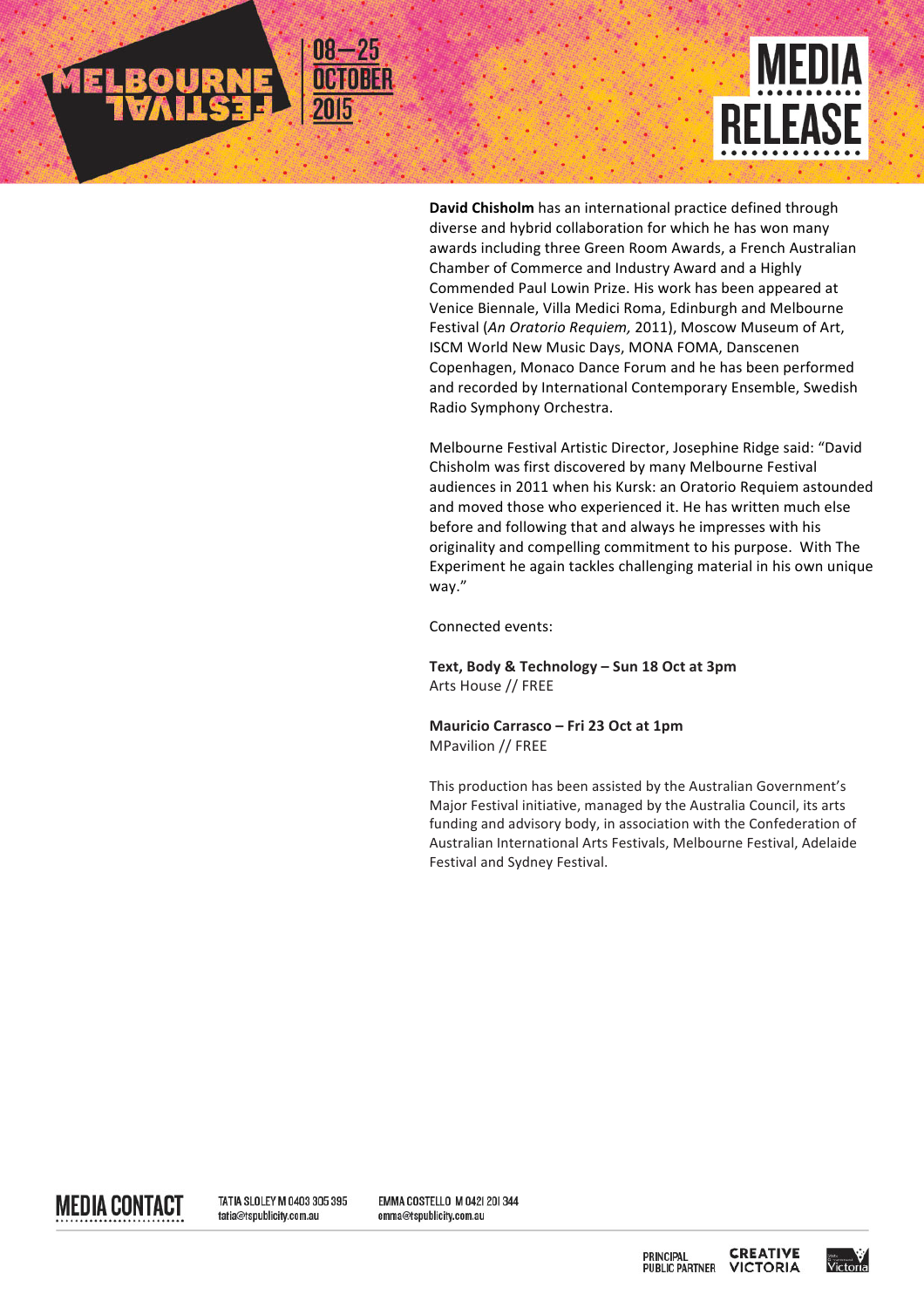**David Chisholm** has an international practice defined through diverse and hybrid collaboration for which he has won many awards including three Green Room Awards, a French Australian Chamber of Commerce and Industry Award and a Highly Commended Paul Lowin Prize. His work has been appeared at Venice Biennale, Villa Medici Roma, Edinburgh and Melbourne Festival (*An Oratorio Requiem,* 2011), Moscow Museum of Art, ISCM World New Music Days, MONA FOMA, Danscenen Copenhagen, Monaco Dance Forum and he has been performed and recorded by International Contemporary Ensemble, Swedish Radio Symphony Orchestra.

Melbourne Festival Artistic Director, Josephine Ridge said: "David Chisholm was first discovered by many Melbourne Festival audiences in 2011 when his Kursk: an Oratorio Requiem astounded and moved those who experienced it. He has written much else before and following that and always he impresses with his originality and compelling commitment to his purpose. With The Experiment he again tackles challenging material in his own unique way."

Connected events:

**Text, Body & Technology – Sun 18 Oct at 3pm**
Arts House // FREE

**Mauricio Carrasco – Fri 23 Oct at 1pm**
MPavilion // FREE

This production has been assisted by the Australian Government's Major Festival initiative, managed by the Australia Council, its arts funding and advisory body, in association with the Confederation of Australian International Arts Festivals, Melbourne Festival, Adelaide Festival and Sydney Festival.

**MEDIA CONTACT**

TATIA SLOLEY M 0403 305 395
tatia@tspublicity.com.au

EMMA COSTELLO M 0421 201 344
emma@tspublicity.com.au

PRINCIPAL PUBLIC PARTNER CREATIVE VICTORIA